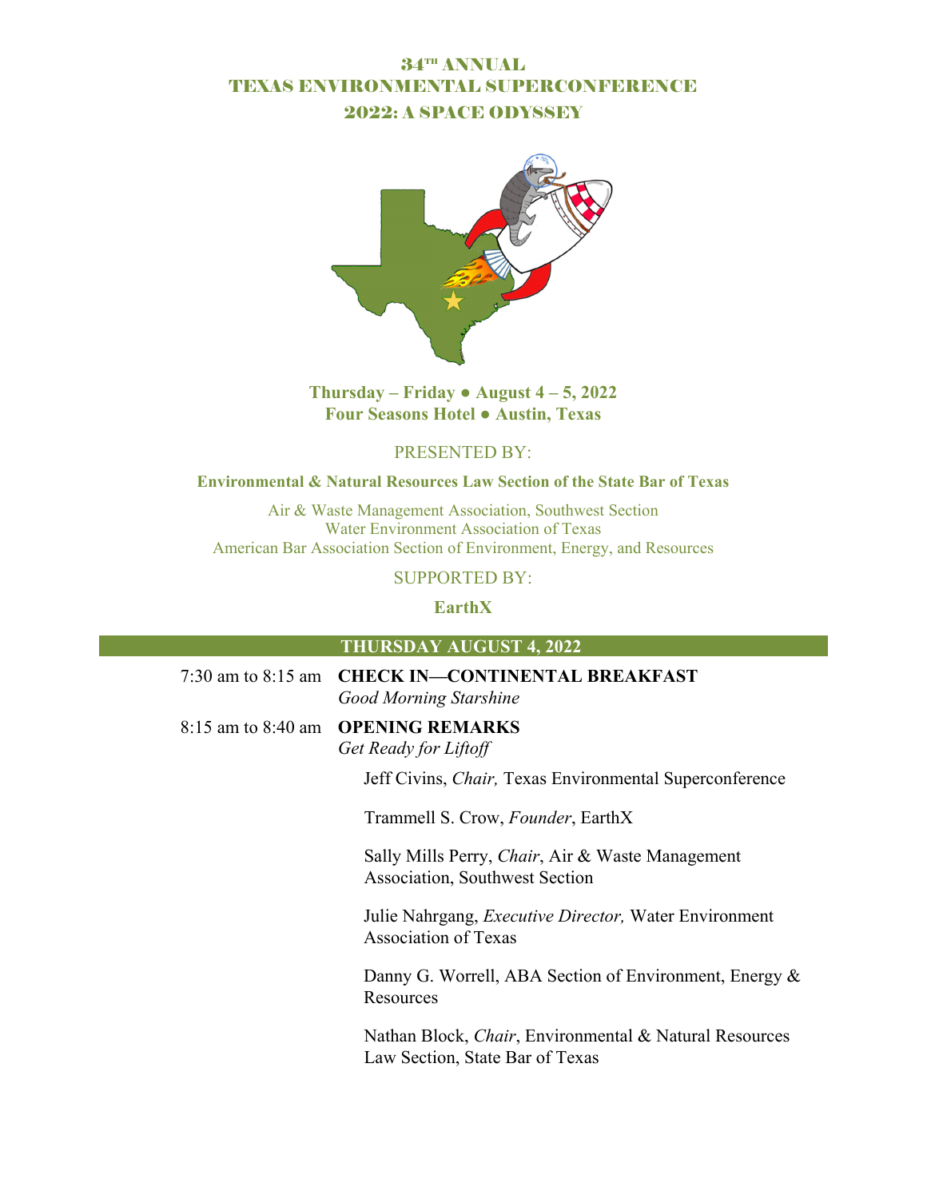# 34[TH] ANNUAL
# TEXAS ENVIRONMENTAL SUPERCONFERENCE
# 2022: A SPACE ODYSSEY

**Thursday – Friday ● August 4 – 5, 2022**
**Four Seasons Hotel ● Austin, Texas**

PRESENTED BY:

**Environmental & Natural Resources Law Section of the State Bar of Texas**

Air & Waste Management Association, Southwest Section
Water Environment Association of Texas
American Bar Association Section of Environment, Energy, and Resources

SUPPORTED BY:

**EarthX**

## THURSDAY AUGUST 4, 2022

7:30 am to 8:15 am **CHECK IN—CONTINENTAL BREAKFAST**
*Good Morning Starshine*

8:15 am to 8:40 am **OPENING REMARKS**
*Get Ready for Liftoff*

Jeff Civins, *Chair,* Texas Environmental Superconference

Trammell S. Crow, *Founder*, EarthX

Sally Mills Perry, *Chair*, Air & Waste Management Association, Southwest Section

Julie Nahrgang, *Executive Director,* Water Environment Association of Texas

Danny G. Worrell, ABA Section of Environment, Energy & Resources

Nathan Block, *Chair*, Environmental & Natural Resources Law Section, State Bar of Texas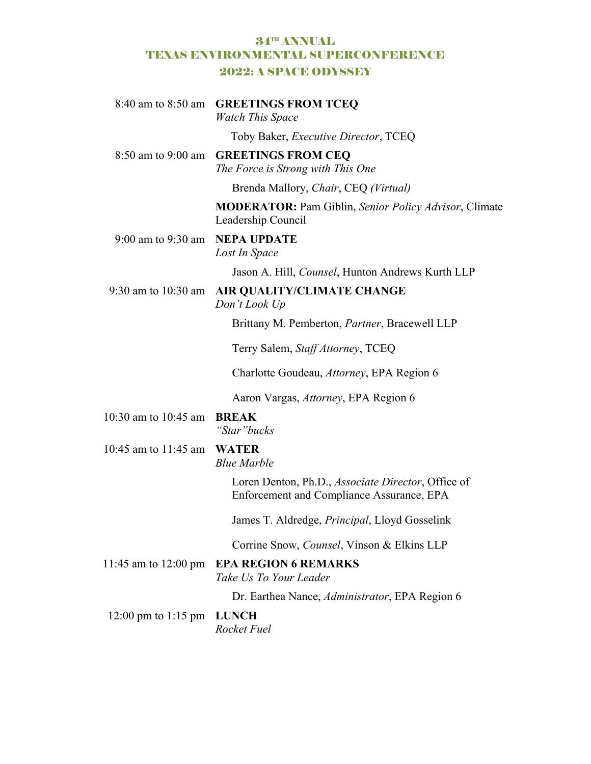# 34[TH] ANNUAL
# TEXAS ENVIRONMENTAL SUPERCONFERENCE
# 2022: A SPACE ODYSSEY

8:40 am to 8:50 am **GREETINGS FROM TCEQ**
*Watch This Space*

Toby Baker, *Executive Director*, TCEQ

8:50 am to 9:00 am **GREETINGS FROM CEQ**
*The Force is Strong with This One*

Brenda Mallory, *Chair*, CEQ *(Virtual)*

**MODERATOR:** Pam Giblin, *Senior Policy Advisor*, Climate Leadership Council

9:00 am to 9:30 am **NEPA UPDATE**
*Lost In Space*

Jason A. Hill, *Counsel*, Hunton Andrews Kurth LLP

9:30 am to 10:30 am **AIR QUALITY/CLIMATE CHANGE**
*Don't Look Up*

Brittany M. Pemberton, *Partner*, Bracewell LLP

Terry Salem, *Staff Attorney*, TCEQ

Charlotte Goudeau, *Attorney*, EPA Region 6

Aaron Vargas, *Attorney*, EPA Region 6

10:30 am to 10:45 am **BREAK**
*"Star" bucks*

10:45 am to 11:45 am **WATER**
*Blue Marble*

Loren Denton, Ph.D., *Associate Director*, Office of Enforcement and Compliance Assurance, EPA

James T. Aldredge, *Principal*, Lloyd Gosselink

Corrine Snow, *Counsel*, Vinson & Elkins LLP

11:45 am to 12:00 pm **EPA REGION 6 REMARKS**
*Take Us To Your Leader*

Dr. Earthea Nance, *Administrator*, EPA Region 6

12:00 pm to 1:15 pm **LUNCH**
*Rocket Fuel*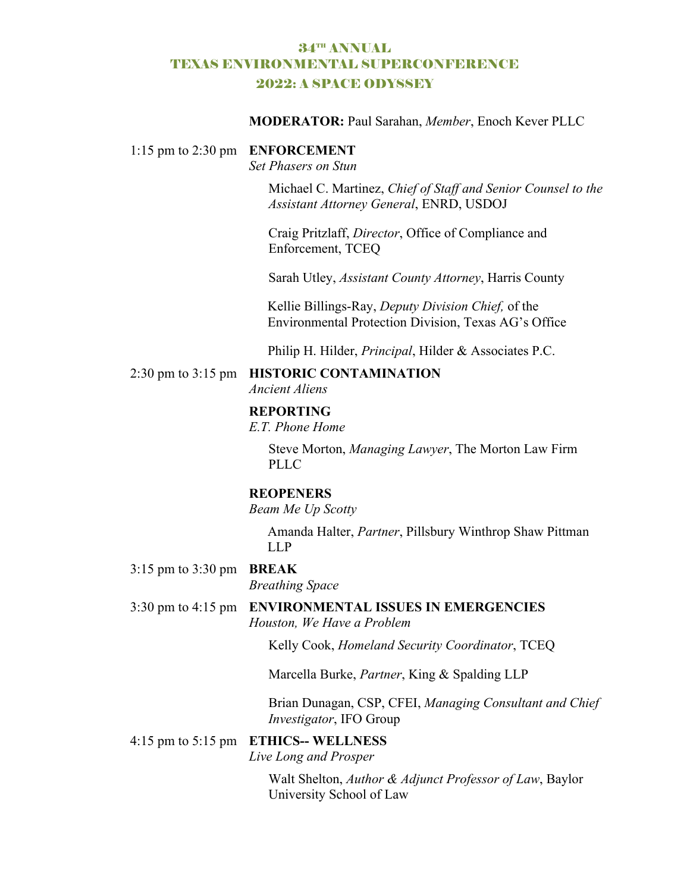# 34TH ANNUAL
# TEXAS ENVIRONMENTAL SUPERCONFERENCE
# 2022: A SPACE ODYSSEY

**MODERATOR:** Paul Sarahan, *Member*, Enoch Kever PLLC

1:15 pm to 2:30 pm **ENFORCEMENT**
*Set Phasers on Stun*

Michael C. Martinez, *Chief of Staff and Senior Counsel to the Assistant Attorney General*, ENRD, USDOJ

Craig Pritzlaff, *Director*, Office of Compliance and Enforcement, TCEQ

Sarah Utley, *Assistant County Attorney*, Harris County

Kellie Billings-Ray, *Deputy Division Chief,* of the Environmental Protection Division, Texas AG's Office

Philip H. Hilder, *Principal*, Hilder & Associates P.C.

2:30 pm to 3:15 pm **HISTORIC CONTAMINATION**
*Ancient Aliens*

**REPORTING**
*E.T. Phone Home*

Steve Morton, *Managing Lawyer*, The Morton Law Firm PLLC

**REOPENERS**
*Beam Me Up Scotty*

Amanda Halter, *Partner*, Pillsbury Winthrop Shaw Pittman LLP

3:15 pm to 3:30 pm **BREAK**
*Breathing Space*

3:30 pm to 4:15 pm **ENVIRONMENTAL ISSUES IN EMERGENCIES**
*Houston, We Have a Problem*

Kelly Cook, *Homeland Security Coordinator*, TCEQ

Marcella Burke, *Partner*, King & Spalding LLP

Brian Dunagan, CSP, CFEI, *Managing Consultant and Chief Investigator*, IFO Group

4:15 pm to 5:15 pm **ETHICS-- WELLNESS**
*Live Long and Prosper*

Walt Shelton, *Author & Adjunct Professor of Law*, Baylor University School of Law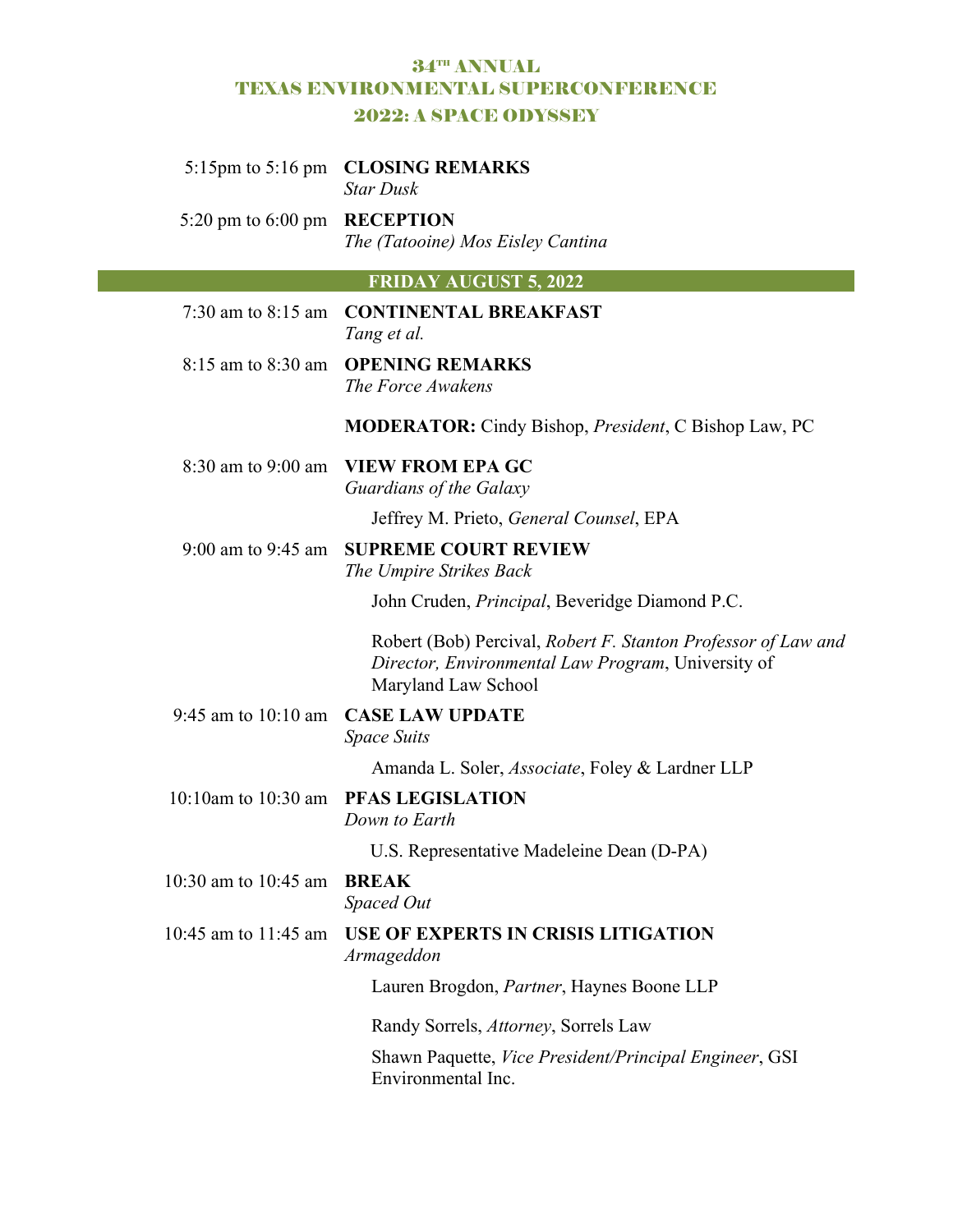# 34TH ANNUAL
# TEXAS ENVIRONMENTAL SUPERCONFERENCE
# 2022: A SPACE ODYSSEY

5:15pm to 5:16 pm **CLOSING REMARKS**
*Star Dusk*

5:20 pm to 6:00 pm **RECEPTION**
*The (Tatooine) Mos Eisley Cantina*

## FRIDAY AUGUST 5, 2022

7:30 am to 8:15 am **CONTINENTAL BREAKFAST**
*Tang et al.*

8:15 am to 8:30 am **OPENING REMARKS**
*The Force Awakens*

**MODERATOR:** Cindy Bishop, *President*, C Bishop Law, PC

8:30 am to 9:00 am **VIEW FROM EPA GC**
*Guardians of the Galaxy*

Jeffrey M. Prieto, *General Counsel*, EPA

9:00 am to 9:45 am **SUPREME COURT REVIEW**
*The Umpire Strikes Back*

John Cruden, *Principal*, Beveridge Diamond P.C.

Robert (Bob) Percival, *Robert F. Stanton Professor of Law and Director, Environmental Law Program*, University of Maryland Law School

9:45 am to 10:10 am **CASE LAW UPDATE**
*Space Suits*

Amanda L. Soler, *Associate*, Foley & Lardner LLP

10:10am to 10:30 am **PFAS LEGISLATION**
*Down to Earth*

U.S. Representative Madeleine Dean (D-PA)

10:30 am to 10:45 am **BREAK**
*Spaced Out*

10:45 am to 11:45 am **USE OF EXPERTS IN CRISIS LITIGATION**
*Armageddon*

Lauren Brogdon, *Partner*, Haynes Boone LLP

Randy Sorrels, *Attorney*, Sorrels Law

Shawn Paquette, *Vice President/Principal Engineer*, GSI Environmental Inc.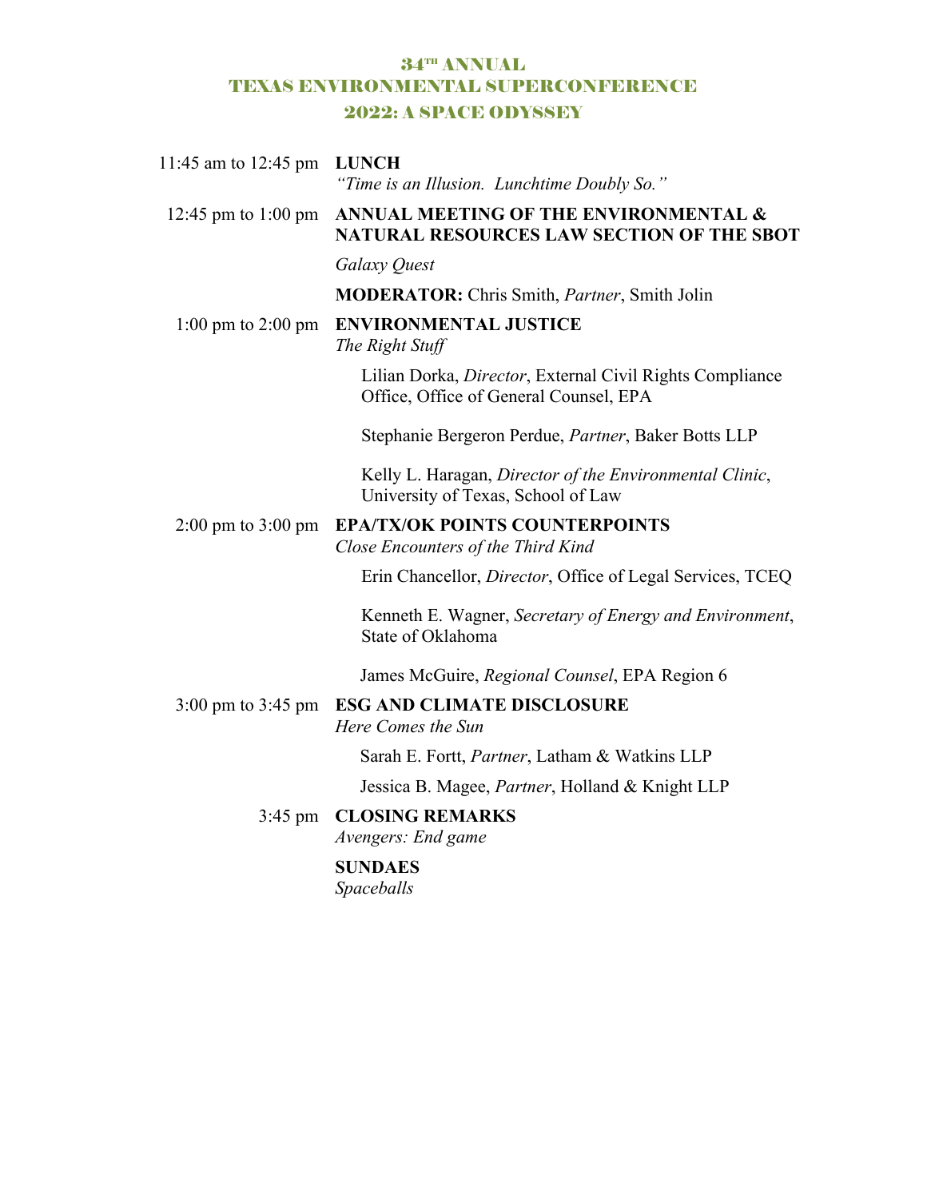# 34[TH] ANNUAL
# TEXAS ENVIRONMENTAL SUPERCONFERENCE
## 2022: A SPACE ODYSSEY

11:45 am to 12:45 pm **LUNCH**
*"Time is an Illusion. Lunchtime Doubly So."*

12:45 pm to 1:00 pm **ANNUAL MEETING OF THE ENVIRONMENTAL & NATURAL RESOURCES LAW SECTION OF THE SBOT**

*Galaxy Quest*

**MODERATOR:** Chris Smith, *Partner*, Smith Jolin

1:00 pm to 2:00 pm **ENVIRONMENTAL JUSTICE**
*The Right Stuff*

Lilian Dorka, *Director*, External Civil Rights Compliance Office, Office of General Counsel, EPA

Stephanie Bergeron Perdue, *Partner*, Baker Botts LLP

Kelly L. Haragan, *Director of the Environmental Clinic*, University of Texas, School of Law

2:00 pm to 3:00 pm **EPA/TX/OK POINTS COUNTERPOINTS**
*Close Encounters of the Third Kind*

Erin Chancellor, *Director*, Office of Legal Services, TCEQ

Kenneth E. Wagner, *Secretary of Energy and Environment*, State of Oklahoma

James McGuire, *Regional Counsel*, EPA Region 6

3:00 pm to 3:45 pm **ESG AND CLIMATE DISCLOSURE**
*Here Comes the Sun*

Sarah E. Fortt, *Partner*, Latham & Watkins LLP

Jessica B. Magee, *Partner*, Holland & Knight LLP

3:45 pm **CLOSING REMARKS**
*Avengers: End game*

**SUNDAES**
*Spaceballs*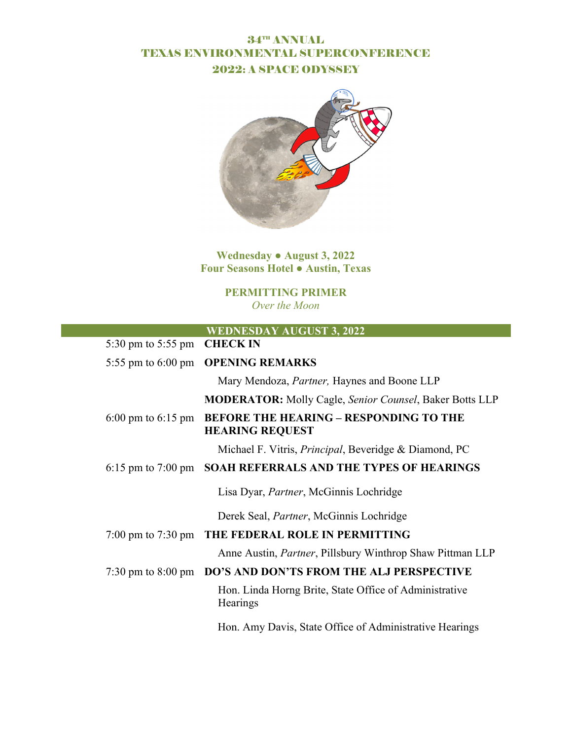# 34TH ANNUAL
# TEXAS ENVIRONMENTAL SUPERCONFERENCE
# 2022: A SPACE ODYSSEY

**Wednesday ● August 3, 2022**
**Four Seasons Hotel ● Austin, Texas**

**PERMITTING PRIMER**
*Over the Moon*

| WEDNESDAY AUGUST 3, 2022 | |
|---|---|
| 5:30 pm to 5:55 pm | **CHECK IN** |
| 5:55 pm to 6:00 pm | **OPENING REMARKS** |
| | Mary Mendoza, *Partner,* Haynes and Boone LLP |
| | **MODERATOR:** Molly Cagle, *Senior Counsel*, Baker Botts LLP |
| 6:00 pm to 6:15 pm | **BEFORE THE HEARING – RESPONDING TO THE HEARING REQUEST** |
| | Michael F. Vitris, *Principal*, Beveridge & Diamond, PC |
| 6:15 pm to 7:00 pm | **SOAH REFERRALS AND THE TYPES OF HEARINGS** |
| | Lisa Dyar, *Partner*, McGinnis Lochridge |
| | Derek Seal, *Partner*, McGinnis Lochridge |
| 7:00 pm to 7:30 pm | **THE FEDERAL ROLE IN PERMITTING** |
| | Anne Austin, *Partner*, Pillsbury Winthrop Shaw Pittman LLP |
| 7:30 pm to 8:00 pm | **DO'S AND DON'TS FROM THE ALJ PERSPECTIVE** |
| | Hon. Linda Horng Brite, State Office of Administrative Hearings |
| | Hon. Amy Davis, State Office of Administrative Hearings |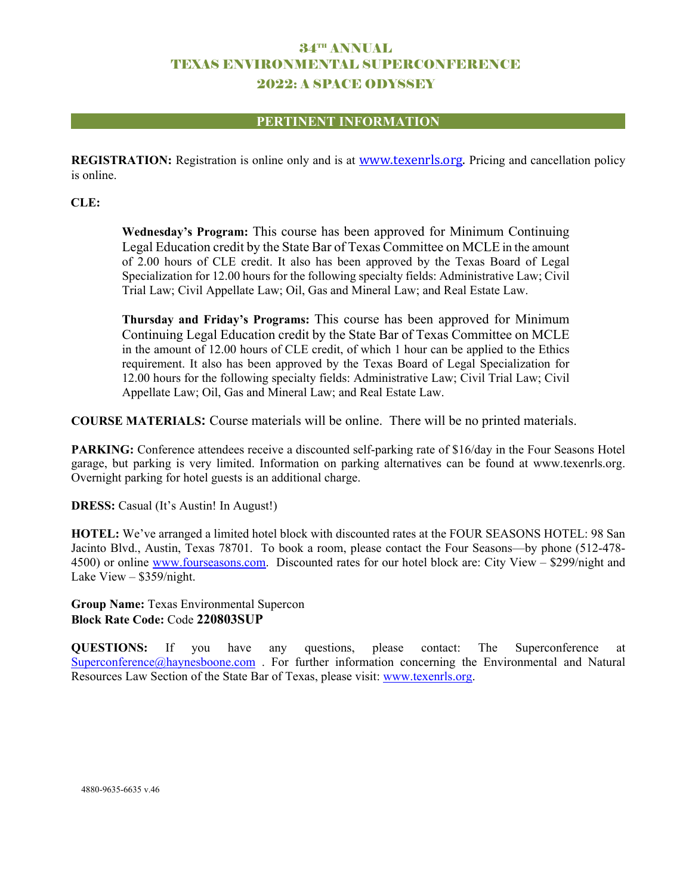# 34TH ANNUAL
# TEXAS ENVIRONMENTAL SUPERCONFERENCE
# 2022: A SPACE ODYSSEY

## PERTINENT INFORMATION

**REGISTRATION:** Registration is online only and is at www.texenrls.org. Pricing and cancellation policy is online.

**CLE:**

> **Wednesday's Program:** This course has been approved for Minimum Continuing Legal Education credit by the State Bar of Texas Committee on MCLE in the amount of 2.00 hours of CLE credit. It also has been approved by the Texas Board of Legal Specialization for 12.00 hours for the following specialty fields: Administrative Law; Civil Trial Law; Civil Appellate Law; Oil, Gas and Mineral Law; and Real Estate Law.
>
> **Thursday and Friday's Programs:** This course has been approved for Minimum Continuing Legal Education credit by the State Bar of Texas Committee on MCLE in the amount of 12.00 hours of CLE credit, of which 1 hour can be applied to the Ethics requirement. It also has been approved by the Texas Board of Legal Specialization for 12.00 hours for the following specialty fields: Administrative Law; Civil Trial Law; Civil Appellate Law; Oil, Gas and Mineral Law; and Real Estate Law.

**COURSE MATERIALS:** Course materials will be online. There will be no printed materials.

**PARKING:** Conference attendees receive a discounted self-parking rate of $16/day in the Four Seasons Hotel garage, but parking is very limited. Information on parking alternatives can be found at www.texenrls.org. Overnight parking for hotel guests is an additional charge.

**DRESS:** Casual (It's Austin! In August!)

**HOTEL:** We've arranged a limited hotel block with discounted rates at the FOUR SEASONS HOTEL: 98 San Jacinto Blvd., Austin, Texas 78701. To book a room, please contact the Four Seasons—by phone (512-478-4500) or online www.fourseasons.com. Discounted rates for our hotel block are: City View – $299/night and Lake View – $359/night.

**Group Name:** Texas Environmental Supercon
**Block Rate Code:** Code **220803SUP**

**QUESTIONS:** If you have any questions, please contact: The Superconference at Superconference@haynesboone.com . For further information concerning the Environmental and Natural Resources Law Section of the State Bar of Texas, please visit: www.texenrls.org.

4880-9635-6635 v.46